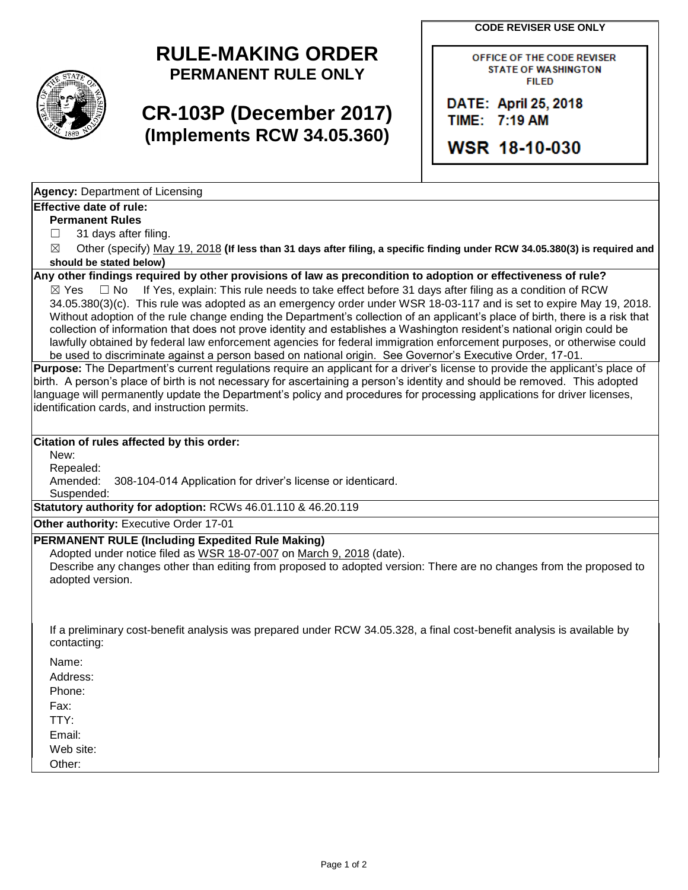# RULE-MAKING ORDER

**PERMANENT RULE ONLY**

# CR-103P (December 2017)

**(Implements RCW 34.05.360)**

**CODE REVISER USE ONLY**

OFFICE OF THE CODE REVISER
STATE OF WASHINGTON
FILED

DATE: April 25, 2018
TIME: 7:19 AM

WSR 18-10-030

**Agency:** Department of Licensing

**Effective date of rule:**

**Permanent Rules**

☐ 31 days after filing.

☒ Other (specify) May 19, 2018 **(If less than 31 days after filing, a specific finding under RCW 34.05.380(3) is required and should be stated below)**

**Any other findings required by other provisions of law as precondition to adoption or effectiveness of rule?**

☒ Yes ☐ No If Yes, explain: This rule needs to take effect before 31 days after filing as a condition of RCW 34.05.380(3)(c). This rule was adopted as an emergency order under WSR 18-03-117 and is set to expire May 19, 2018. Without adoption of the rule change ending the Department's collection of an applicant's place of birth, there is a risk that collection of information that does not prove identity and establishes a Washington resident's national origin could be lawfully obtained by federal law enforcement agencies for federal immigration enforcement purposes, or otherwise could be used to discriminate against a person based on national origin. See Governor's Executive Order, 17-01.

**Purpose:** The Department's current regulations require an applicant for a driver's license to provide the applicant's place of birth. A person's place of birth is not necessary for ascertaining a person's identity and should be removed. This adopted language will permanently update the Department's policy and procedures for processing applications for driver licenses, identification cards, and instruction permits.

**Citation of rules affected by this order:**

New:
Repealed:
Amended: 308-104-014 Application for driver's license or identicard.
Suspended:

**Statutory authority for adoption:** RCWs 46.01.110 & 46.20.119

**Other authority:** Executive Order 17-01

**PERMANENT RULE (Including Expedited Rule Making)**

Adopted under notice filed as WSR 18-07-007 on March 9, 2018 (date).

Describe any changes other than editing from proposed to adopted version: There are no changes from the proposed to adopted version.

If a preliminary cost-benefit analysis was prepared under RCW 34.05.328, a final cost-benefit analysis is available by contacting:

Name:
Address:
Phone:
Fax:
TTY:
Email:
Web site:
Other: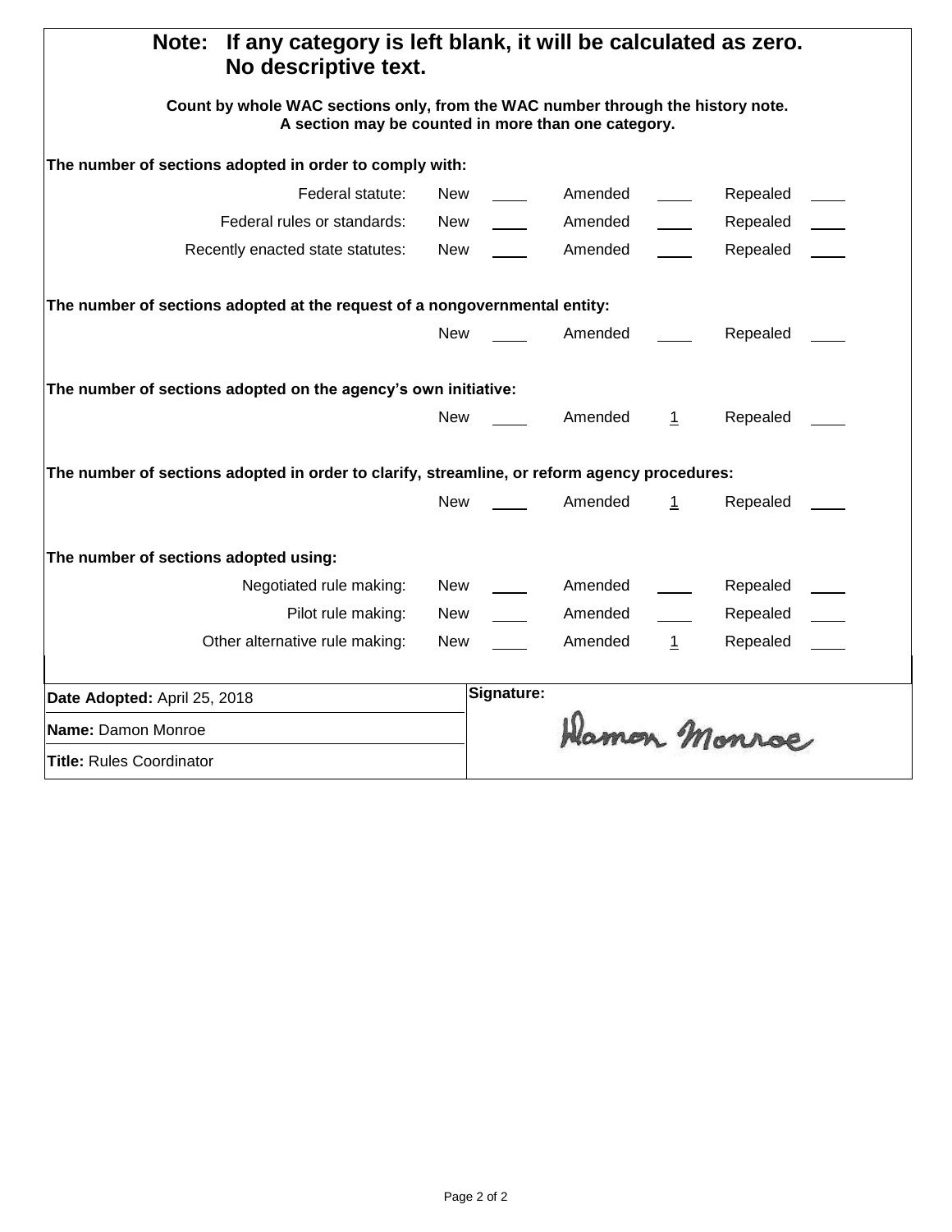**Note: If any category is left blank, it will be calculated as zero. No descriptive text.**

**Count by whole WAC sections only, from the WAC number through the history note. A section may be counted in more than one category.**

**The number of sections adopted in order to comply with:**

| | | | | | | |
|---|---|---|---|---|---|---|
| Federal statute: | New | | Amended | | Repealed | |
| Federal rules or standards: | New | | Amended | | Repealed | |
| Recently enacted state statutes: | New | | Amended | | Repealed | |

**The number of sections adopted at the request of a nongovernmental entity:**

| | | | | | |
|---|---|---|---|---|---|
| New | | Amended | | Repealed | |

**The number of sections adopted on the agency's own initiative:**

| | | | | | |
|---|---|---|---|---|---|
| New | | Amended | 1 | Repealed | |

**The number of sections adopted in order to clarify, streamline, or reform agency procedures:**

| | | | | | |
|---|---|---|---|---|---|
| New | | Amended | 1 | Repealed | |

**The number of sections adopted using:**

| | | | | | | |
|---|---|---|---|---|---|---|
| Negotiated rule making: | New | | Amended | | Repealed | |
| Pilot rule making: | New | | Amended | | Repealed | |
| Other alternative rule making: | New | | Amended | 1 | Repealed | |

| | |
|---|---|
| **Date Adopted:** April 25, 2018 | **Signature:** Damon Monroe |
| **Name:** Damon Monroe | |
| **Title:** Rules Coordinator | |